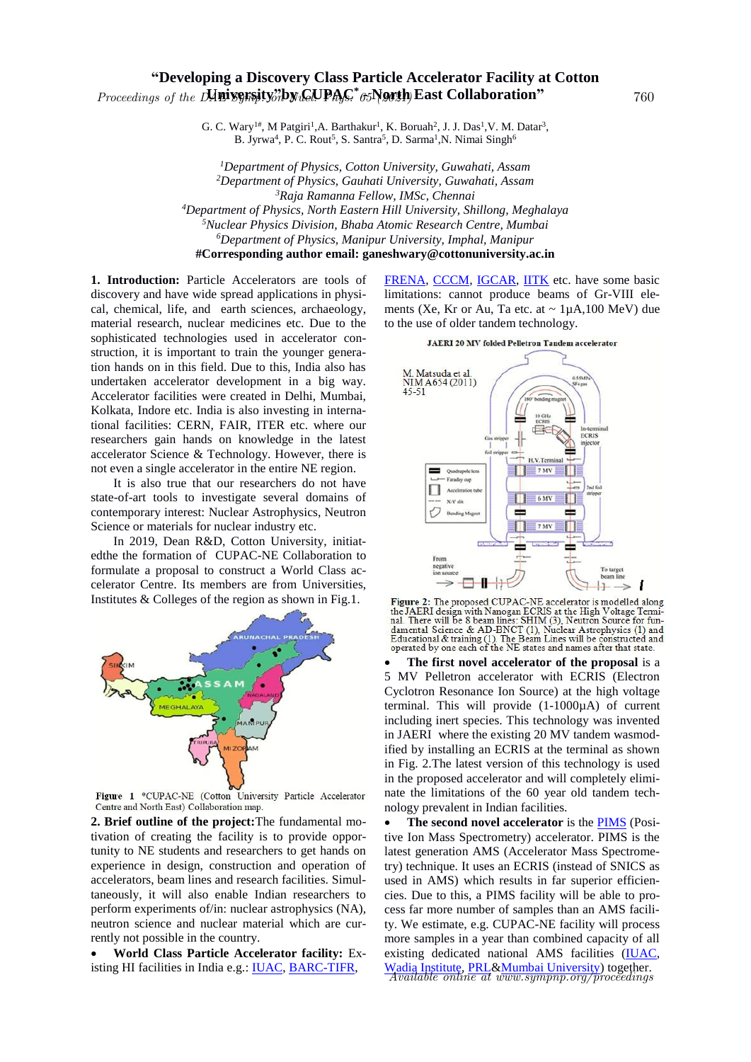# "Developing a Discovery Class Particle Accelerator Facility at Cotton University" by CUPAC* - North East Collaboration"

G. C. Wary[1#], M Patgiri[1], A. Barthakur[1], K. Boruah[2], J. J. Das[1], V. M. Datar[3], B. Jyrwa[4], P. C. Rout[5], S. Santra[5], D. Sarma[1], N. Nimai Singh[6]

*[1]Department of Physics, Cotton University, Guwahati, Assam*
*[2]Department of Physics, Gauhati University, Guwahati, Assam*
*[3]Raja Ramanna Fellow, IMSc, Chennai*
*[4]Department of Physics, North Eastern Hill University, Shillong, Meghalaya*
*[5]Nuclear Physics Division, Bhaba Atomic Research Centre, Mumbai*
*[6]Department of Physics, Manipur University, Imphal, Manipur*

**#Corresponding author email: ganeshwary@cottonuniversity.ac.in**

**1. Introduction:** Particle Accelerators are tools of discovery and have wide spread applications in physical, chemical, life, and earth sciences, archaeology, material research, nuclear medicines etc. Due to the sophisticated technologies used in accelerator construction, it is important to train the younger generation hands on in this field. Due to this, India also has undertaken accelerator development in a big way. Accelerator facilities were created in Delhi, Mumbai, Kolkata, Indore etc. India is also investing in international facilities: CERN, FAIR, ITER etc. where our researchers gain hands on knowledge in the latest accelerator Science & Technology. However, there is not even a single accelerator in the entire NE region.

It is also true that our researchers do not have state-of-art tools to investigate several domains of contemporary interest: Nuclear Astrophysics, Neutron Science or materials for nuclear industry etc.

In 2019, Dean R&D, Cotton University, initiatedthe the formation of CUPAC-NE Collaboration to formulate a proposal to construct a World Class accelerator Centre. Its members are from Universities, Institutes & Colleges of the region as shown in Fig.1.

Figure 1 *CUPAC-NE (Cotton University Particle Accelerator Centre and North East) Collaboration map.

**2. Brief outline of the project:** The fundamental motivation of creating the facility is to provide opportunity to NE students and researchers to get hands on experience in design, construction and operation of accelerators, beam lines and research facilities. Simultaneously, it will also enable Indian researchers to perform experiments of/in: nuclear astrophysics (NA), neutron science and nuclear material which are currently not possible in the country.

- **World Class Particle Accelerator facility:** Existing HI facilities in India e.g.: IUAC, BARC-TIFR, FRENA, CCCM, IGCAR, IITK etc. have some basic limitations: cannot produce beams of Gr-VIII elements (Xe, Kr or Au, Ta etc. at ~ 1μA, 100 MeV) due to the use of older tandem technology.

**Figure 2:** The proposed CUPAC-NE accelerator is modelled along the JAERI design with Nanogan ECRIS at the High Voltage Terminal. There will be 8 beam lines: SHIM (3), Neutron Source for fundamental Science & AD-BNCT (1), Nuclear Astrophysics (1) and Educational & training (1). The Beam Lines will be constructed and operated by one each of the NE states and names after that state.

- **The first novel accelerator of the proposal** is a 5 MV Pelletron accelerator with ECRIS (Electron Cyclotron Resonance Ion Source) at the high voltage terminal. This will provide (1-1000μA) of current including inert species. This technology was invented in JAERI where the existing 20 MV tandem wasmodified by installing an ECRIS at the terminal as shown in Fig. 2.The latest version of this technology is used in the proposed accelerator and will completely eliminate the limitations of the 60 year old tandem technology prevalent in Indian facilities.
- **The second novel accelerator** is the PIMS (Positive Ion Mass Spectrometry) accelerator. PIMS is the latest generation AMS (Accelerator Mass Spectrometry) technique. It uses an ECRIS (instead of SNICS as used in AMS) which results in far superior efficiencies. Due to this, a PIMS facility will be able to process far more number of samples than an AMS facility. We estimate, e.g. CUPAC-NE facility will process more samples in a year than combined capacity of all existing dedicated national AMS facilities (IUAC, Wadia Institute, PRL&Mumbai University) together.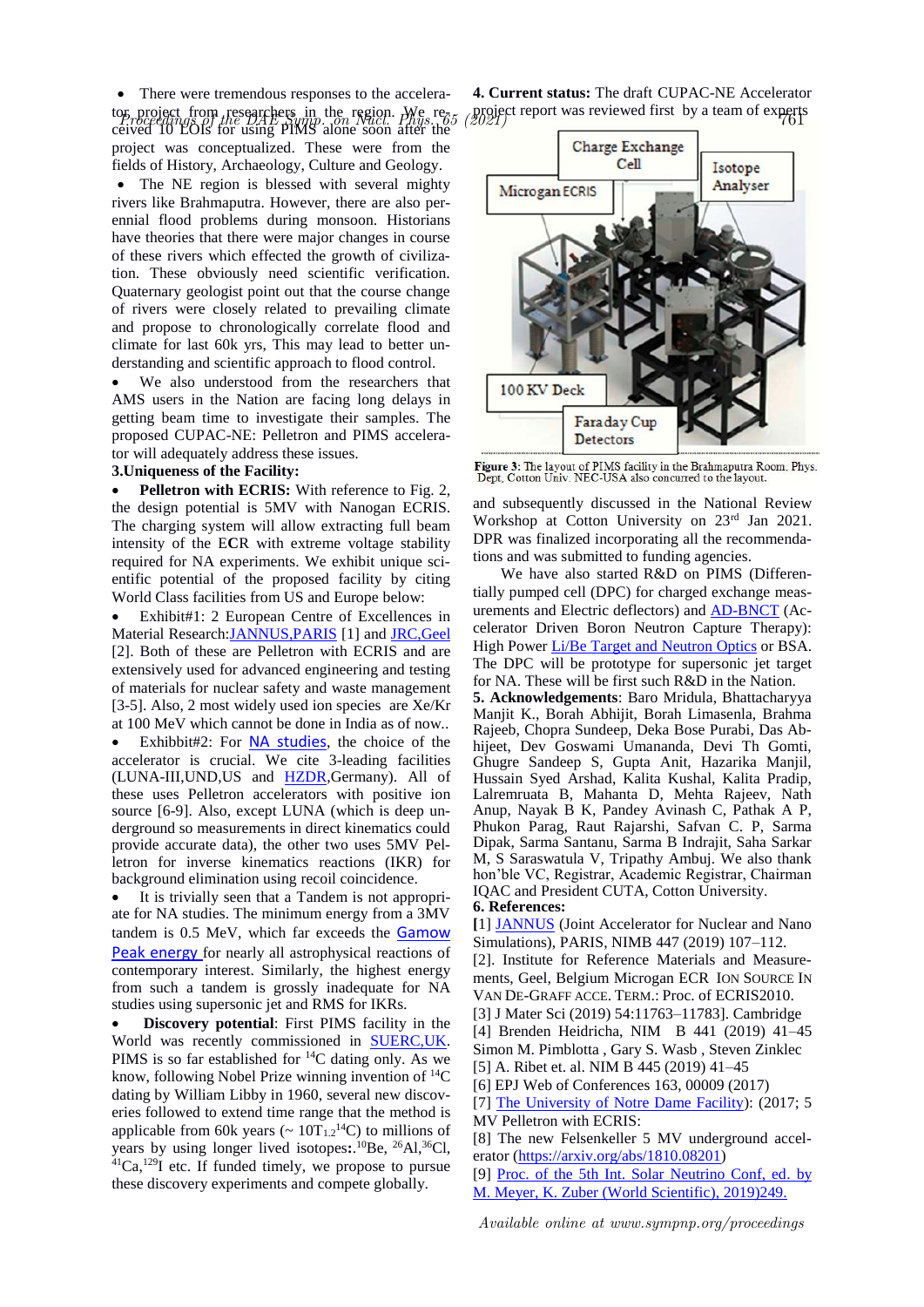- There were tremendous responses to the accelerator project from researchers in the region. We received 10 EOIs for using PIMS alone soon after the project was conceptualized. These were from the fields of History, Archaeology, Culture and Geology.
- The NE region is blessed with several mighty rivers like Brahmaputra. However, there are also perennial flood problems during monsoon. Historians have theories that there were major changes in course of these rivers which effected the growth of civilization. These obviously need scientific verification. Quaternary geologist point out that the course change of rivers were closely related to prevailing climate and propose to chronologically correlate flood and climate for last 60k yrs, This may lead to better understanding and scientific approach to flood control.
- We also understood from the researchers that AMS users in the Nation are facing long delays in getting beam time to investigate their samples. The proposed CUPAC-NE: Pelletron and PIMS accelerator will adequately address these issues.

**3.Uniqueness of the Facility:**

- **Pelletron with ECRIS:** With reference to Fig. 2, the design potential is 5MV with Nanogan ECRIS. The charging system will allow extracting full beam intensity of the E**C**R with extreme voltage stability required for NA experiments. We exhibit unique scientific potential of the proposed facility by citing World Class facilities from US and Europe below:
- Exhibit#1: 2 European Centre of Excellences in Material Research:JANNUS,PARIS [1] and JRC,Geel [2]. Both of these are Pelletron with ECRIS and are extensively used for advanced engineering and testing of materials for nuclear safety and waste management [3-5]. Also, 2 most widely used ion species are Xe/Kr at 100 MeV which cannot be done in India as of now..
- Exhibbit#2: For NA studies, the choice of the accelerator is crucial. We cite 3-leading facilities (LUNA-III,UND,US and HZDR,Germany). All of these uses Pelletron accelerators with positive ion source [6-9]. Also, except LUNA (which is deep underground so measurements in direct kinematics could provide accurate data), the other two uses 5MV Pelletron for inverse kinematics reactions (IKR) for background elimination using recoil coincidence.
- It is trivially seen that a Tandem is not appropriate for NA studies. The minimum energy from a 3MV tandem is 0.5 MeV, which far exceeds the Gamow Peak energy for nearly all astrophysical reactions of contemporary interest. Similarly, the highest energy from such a tandem is grossly inadequate for NA studies using supersonic jet and RMS for IKRs.
- **Discovery potential**: First PIMS facility in the World was recently commissioned in SUERC,UK. PIMS is so far established for $^{14}$C dating only. As we know, following Nobel Prize winning invention of $^{14}$C dating by William Libby in 1960, several new discoveries followed to extend time range that the method is applicable from 60k years (~ $10T_{1/2}{}^{14}$C) to millions of years by using longer lived isotopes**:**.$^{10}$Be, $^{26}$Al,$^{36}$Cl, $^{41}$Ca,$^{129}$I etc. If funded timely, we propose to pursue these discovery experiments and compete globally.

**4. Current status:** The draft CUPAC-NE Accelerator project report was reviewed first by a team of experts

Charge Exchange Cell

Isotope Analyser

Microgan ECRIS

100 KV Deck

Faraday Cup Detectors

**Figure 3**: The layout of PIMS facility in the Brahmaputra Room, Phys. Dept. Cotton Univ. NEC-USA also concurred to the layout.

and subsequently discussed in the National Review Workshop at Cotton University on 23rd Jan 2021. DPR was finalized incorporating all the recommendations and was submitted to funding agencies.

We have also started R&D on PIMS (Differentially pumped cell (DPC) for charged exchange measurements and Electric deflectors) and AD-BNCT (Accelerator Driven Boron Neutron Capture Therapy): High Power Li/Be Target and Neutron Optics or BSA. The DPC will be prototype for supersonic jet target for NA. These will be first such R&D in the Nation.

**5. Acknowledgements**: Baro Mridula, Bhattacharyya Manjit K., Borah Abhijit, Borah Limasenla, Brahma Rajeeb, Chopra Sundeep, Deka Bose Purabi, Das Abhijeet, Dev Goswami Umananda, Devi Th Gomti, Ghugre Sandeep S, Gupta Anit, Hazarika Manjil, Hussain Syed Arshad, Kalita Kushal, Kalita Pradip, Lalremruata B, Mahanta D, Mehta Rajeev, Nath Anup, Nayak B K, Pandey Avinash C, Pathak A P, Phukon Parag, Raut Rajarshi, Safvan C. P, Sarma Dipak, Sarma Santanu, Sarma B Indrajit, Saha Sarkar M, S Saraswatula V, Tripathy Ambuj. We also thank hon'ble VC, Registrar, Academic Registrar, Chairman IQAC and President CUTA, Cotton University.

**6. References:**

**[**1] JANNUS (Joint Accelerator for Nuclear and Nano Simulations), PARIS, NIMB 447 (2019) 107–112.

[2]. Institute for Reference Materials and Measurements, Geel, Belgium Microgan ECR ION SOURCE IN VAN DE-GRAFF ACCE. TERM.: Proc. of ECRIS2010.

[3] J Mater Sci (2019) 54:11763–11783]. Cambridge

[4] Brenden Heidricha, NIM B 441 (2019) 41–45 Simon M. Pimblotta , Gary S. Wasb , Steven Zinklec

[5] A. Ribet et. al. NIM B 445 (2019) 41–45

[6] EPJ Web of Conferences 163, 00009 (2017)

[7] The University of Notre Dame Facility): (2017; 5 MV Pelletron with ECRIS:

[8] The new Felsenkeller 5 MV underground accelerator (https://arxiv.org/abs/1810.08201)

[9] Proc. of the 5th Int. Solar Neutrino Conf, ed. by M. Meyer, K. Zuber (World Scientific), 2019)249.